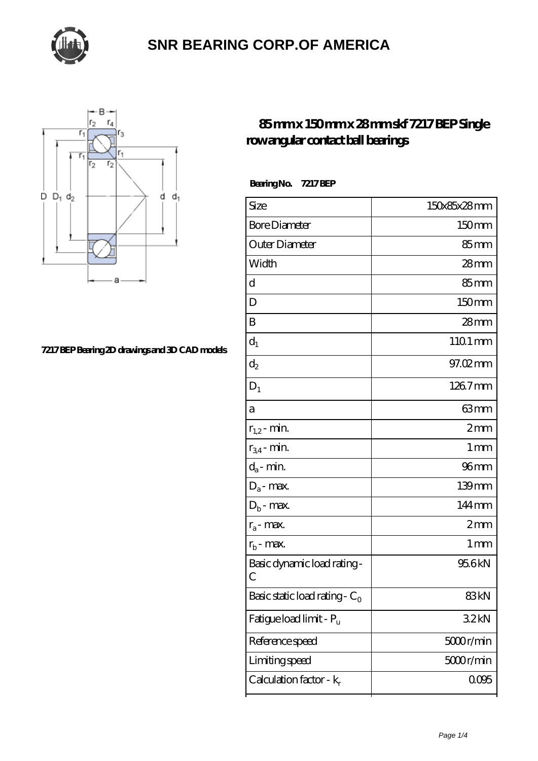# SNR BEARING CORP.OF AMERICA

## 85 mm x 150 mm x 28 mm skf 7217 BEP Single row angular contact ball bearings

7217 BEP Bearing 2D drawings and 3D CAD models

**Bearing No. 7217 BEP**

| | |
|---|---|
| Size | 150x85x28 mm |
| Bore Diameter | 150 mm |
| Outer Diameter | 85 mm |
| Width | 28 mm |
| d | 85 mm |
| D | 150 mm |
| B | 28 mm |
| $d_1$ | 110.1 mm |
| $d_2$ | 97.02 mm |
| $D_1$ | 126.7 mm |
| a | 63 mm |
| $r_{1,2}$ - min. | 2 mm |
| $r_{3,4}$ - min. | 1 mm |
| $d_a$ - min. | 96 mm |
| $D_a$ - max. | 139 mm |
| $D_b$ - max. | 144 mm |
| $r_a$ - max. | 2 mm |
| $r_b$ - max. | 1 mm |
| Basic dynamic load rating - C | 95.6 kN |
| Basic static load rating - $C_0$ | 83 kN |
| Fatigue load limit - $P_u$ | 3.2 kN |
| Reference speed | 5000 r/min |
| Limiting speed | 5000 r/min |
| Calculation factor - $k_r$ | 0.095 |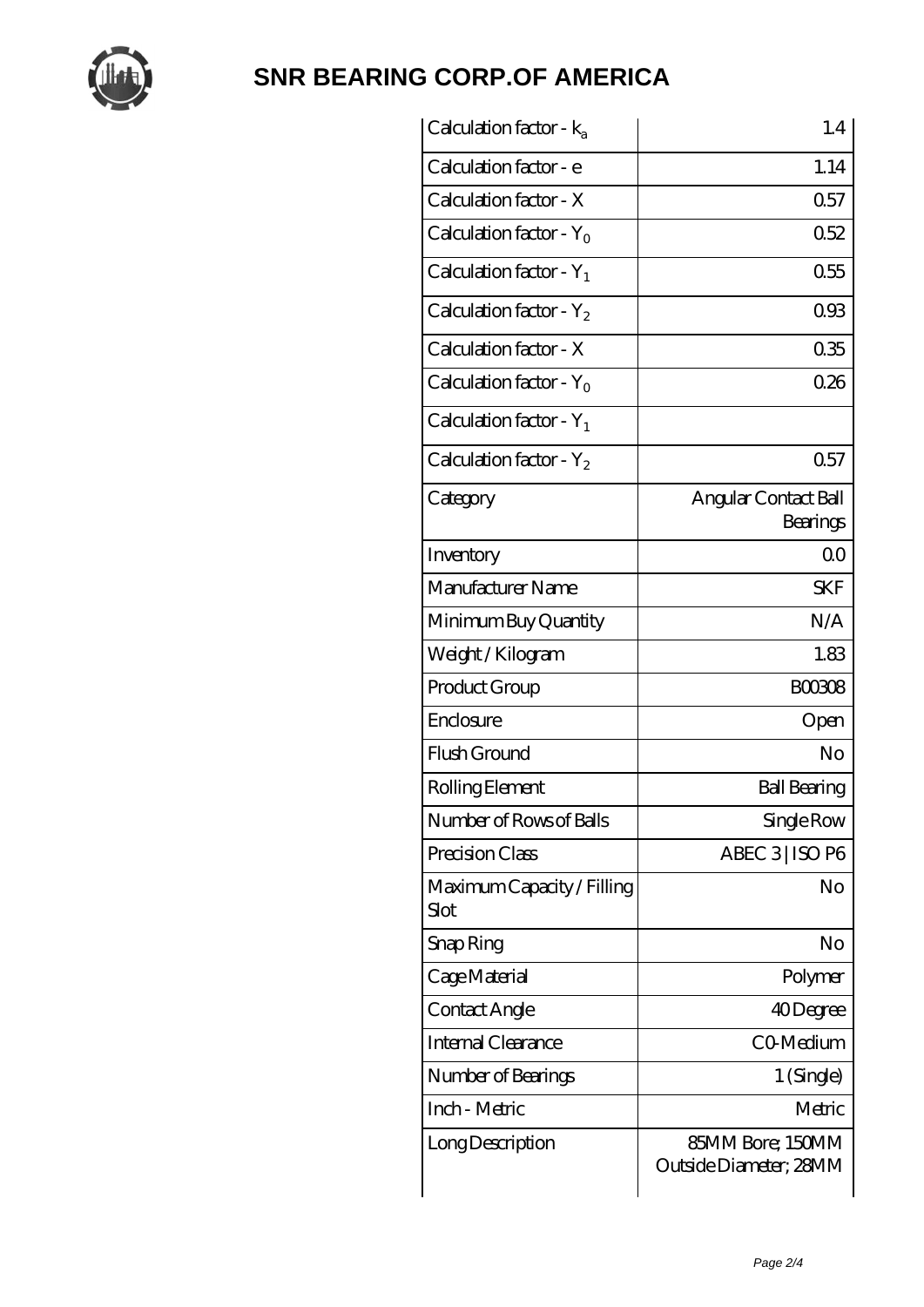# SNR BEARING CORP.OF AMERICA

| | |
|---|---|
| Calculation factor - $k_a$ | 1.4 |
| Calculation factor - e | 1.14 |
| Calculation factor - X | 0.57 |
| Calculation factor - $Y_0$ | 0.52 |
| Calculation factor - $Y_1$ | 0.55 |
| Calculation factor - $Y_2$ | 0.93 |
| Calculation factor - X | 0.35 |
| Calculation factor - $Y_0$ | 0.26 |
| Calculation factor - $Y_1$ | |
| Calculation factor - $Y_2$ | 0.57 |
| Category | Angular Contact Ball Bearings |
| Inventory | 0.0 |
| Manufacturer Name | SKF |
| Minimum Buy Quantity | N/A |
| Weight / Kilogram | 1.83 |
| Product Group | B00308 |
| Enclosure | Open |
| Flush Ground | No |
| Rolling Element | Ball Bearing |
| Number of Rows of Balls | Single Row |
| Precision Class | ABEC 3 \| ISO P6 |
| Maximum Capacity / Filling Slot | No |
| Snap Ring | No |
| Cage Material | Polymer |
| Contact Angle | 40 Degree |
| Internal Clearance | C0-Medium |
| Number of Bearings | 1 (Single) |
| Inch - Metric | Metric |
| Long Description | 85MM Bore; 150MM Outside Diameter; 28MM |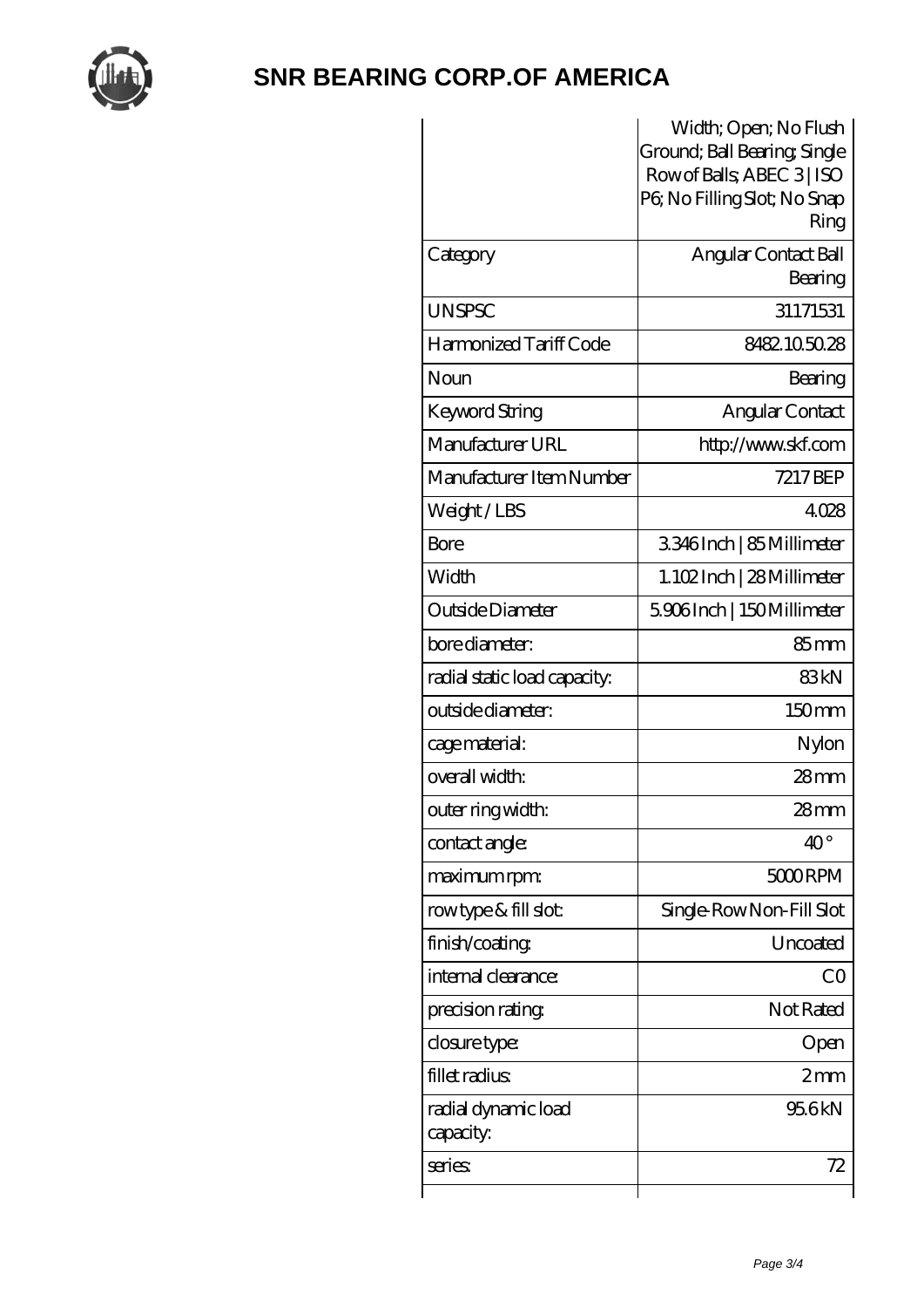# SNR BEARING CORP.OF AMERICA

|  |  |
| --- | --- |
|  | Width; Open; No Flush Ground; Ball Bearing; Single Row of Balls; ABEC 3 \| ISO P6; No Filling Slot; No Snap Ring |
| Category | Angular Contact Ball Bearing |
| UNSPSC | 31171531 |
| Harmonized Tariff Code | 8482.10.50.28 |
| Noun | Bearing |
| Keyword String | Angular Contact |
| Manufacturer URL | http://www.skf.com |
| Manufacturer Item Number | 7217 BEP |
| Weight / LBS | 4.028 |
| Bore | 3.346 Inch \| 85 Millimeter |
| Width | 1.102 Inch \| 28 Millimeter |
| Outside Diameter | 5.906 Inch \| 150 Millimeter |
| bore diameter: | 85 mm |
| radial static load capacity: | 83 kN |
| outside diameter: | 150 mm |
| cage material: | Nylon |
| overall width: | 28 mm |
| outer ring width: | 28 mm |
| contact angle: | 40 ° |
| maximum rpm: | 5000 RPM |
| row type & fill slot: | Single-Row Non-Fill Slot |
| finish/coating: | Uncoated |
| internal clearance: | C0 |
| precision rating: | Not Rated |
| closure type: | Open |
| fillet radius: | 2 mm |
| radial dynamic load capacity: | 95.6 kN |
| series: | 72 |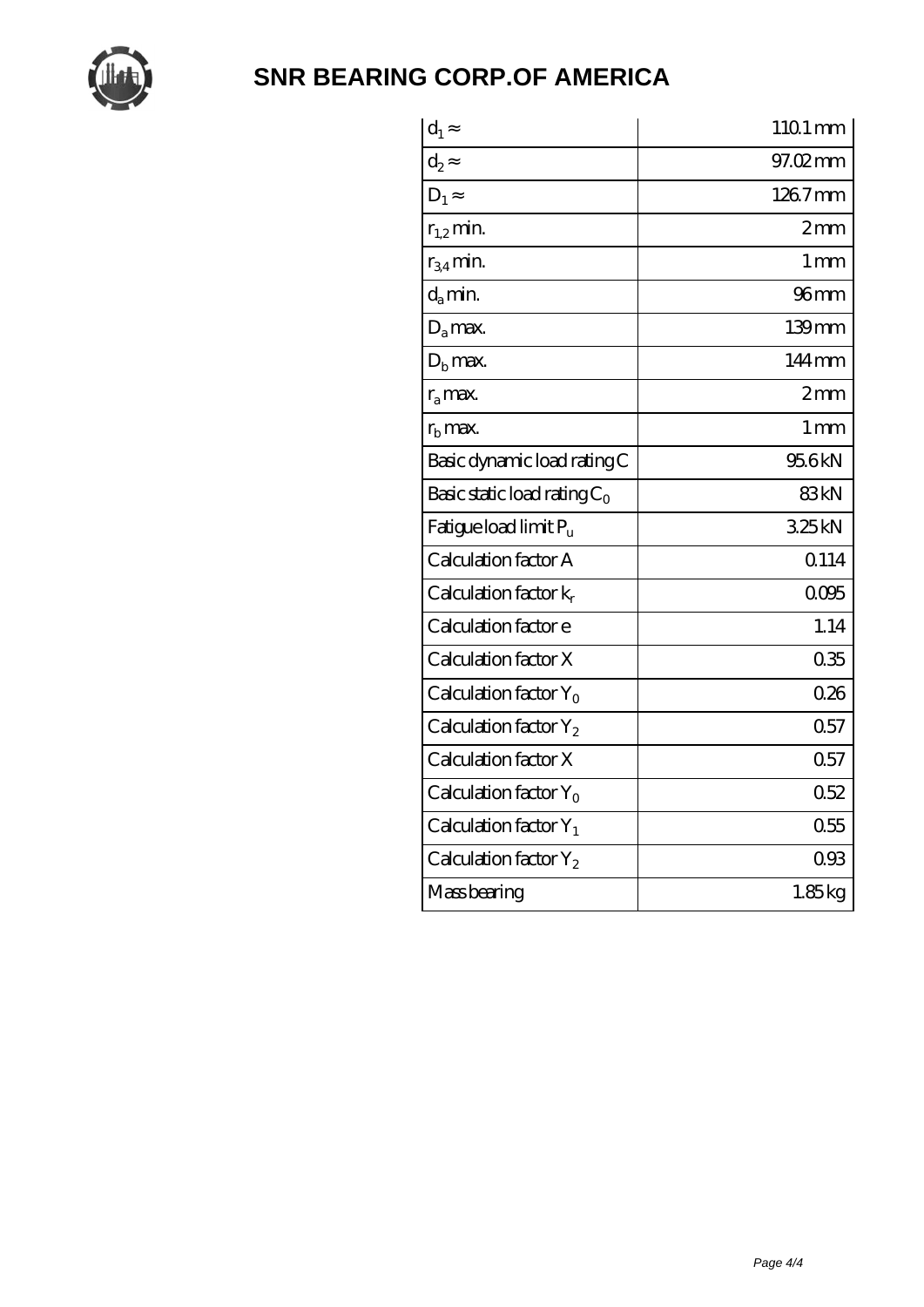| | |
|---|---|
| $d_1 \approx$ | 110.1 mm |
| $d_2 \approx$ | 97.02 mm |
| $D_1 \approx$ | 126.7 mm |
| $r_{1,2}$ min. | 2 mm |
| $r_{3,4}$ min. | 1 mm |
| $d_a$ min. | 96 mm |
| $D_a$ max. | 139 mm |
| $D_b$ max. | 144 mm |
| $r_a$ max. | 2 mm |
| $r_b$ max. | 1 mm |
| Basic dynamic load rating C | 95.6 kN |
| Basic static load rating $C_0$ | 83 kN |
| Fatigue load limit $P_u$ | 3.25 kN |
| Calculation factor A | 0.114 |
| Calculation factor $k_r$ | 0.095 |
| Calculation factor e | 1.14 |
| Calculation factor X | 0.35 |
| Calculation factor $Y_0$ | 0.26 |
| Calculation factor $Y_2$ | 0.57 |
| Calculation factor X | 0.57 |
| Calculation factor $Y_0$ | 0.52 |
| Calculation factor $Y_1$ | 0.55 |
| Calculation factor $Y_2$ | 0.93 |
| Mass bearing | 1.85 kg |